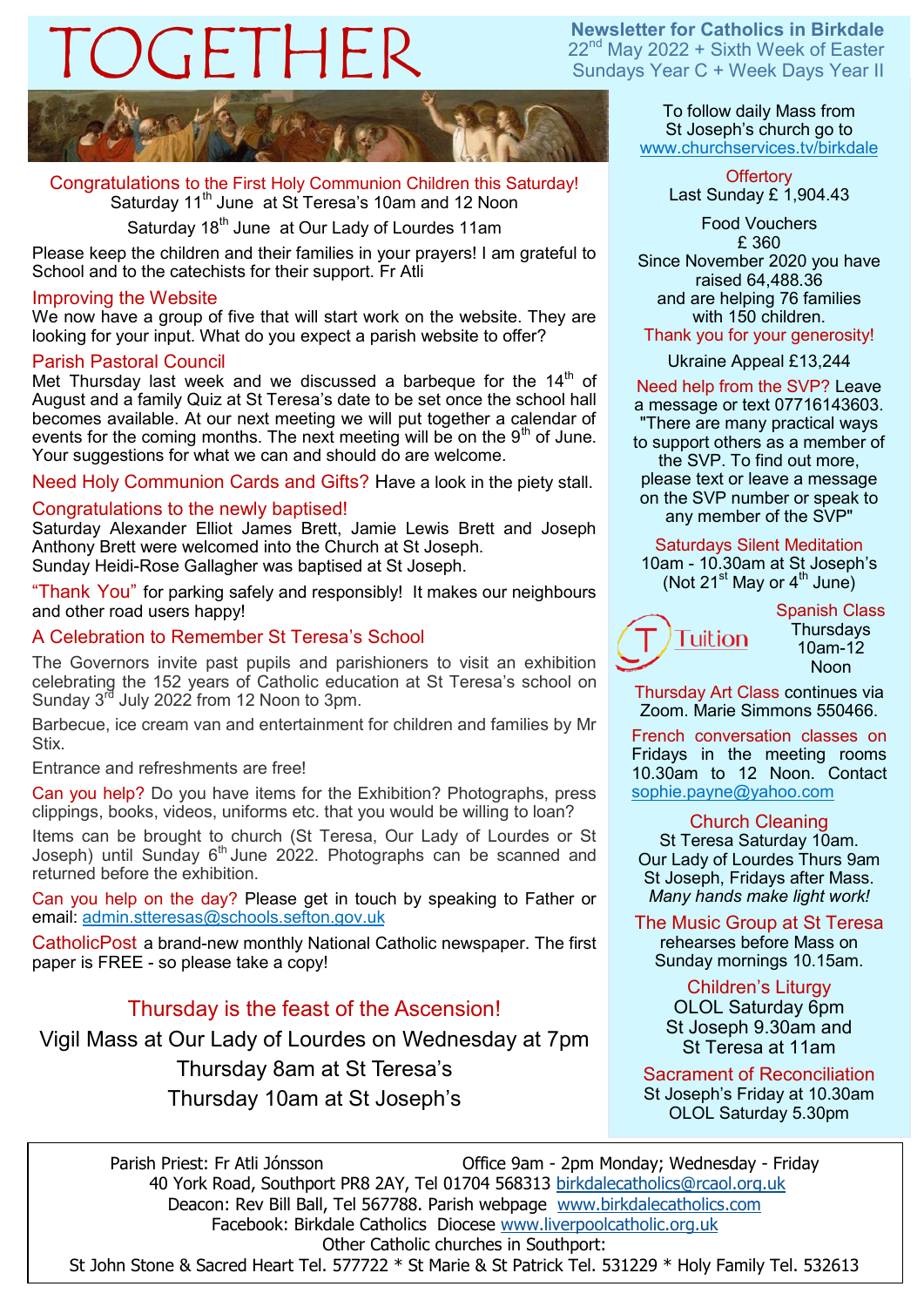# TOGETHER

**Newsletter for Catholics in Birkdale**
22nd May 2022 + Sixth Week of Easter
Sundays Year C + Week Days Year II

## Congratulations to the First Holy Communion Children this Saturday!

Saturday 11th June at St Teresa's 10am and 12 Noon

Saturday 18th June at Our Lady of Lourdes 11am

Please keep the children and their families in your prayers! I am grateful to School and to the catechists for their support. Fr Atli

## Improving the Website

We now have a group of five that will start work on the website. They are looking for your input. What do you expect a parish website to offer?

## Parish Pastoral Council

Met Thursday last week and we discussed a barbeque for the 14th of August and a family Quiz at St Teresa's date to be set once the school hall becomes available. At our next meeting we will put together a calendar of events for the coming months. The next meeting will be on the 9th of June. Your suggestions for what we can and should do are welcome.

**Need Holy Communion Cards and Gifts?** Have a look in the piety stall.

## Congratulations to the newly baptised!

Saturday Alexander Elliot James Brett, Jamie Lewis Brett and Joseph Anthony Brett were welcomed into the Church at St Joseph.
Sunday Heidi-Rose Gallagher was baptised at St Joseph.

**"Thank You"** for parking safely and responsibly! It makes our neighbours and other road users happy!

## A Celebration to Remember St Teresa's School

The Governors invite past pupils and parishioners to visit an exhibition celebrating the 152 years of Catholic education at St Teresa's school on Sunday 3rd July 2022 from 12 Noon to 3pm.

Barbecue, ice cream van and entertainment for children and families by Mr Stix.

Entrance and refreshments are free!

**Can you help?** Do you have items for the Exhibition? Photographs, press clippings, books, videos, uniforms etc. that you would be willing to loan?

Items can be brought to church (St Teresa, Our Lady of Lourdes or St Joseph) until Sunday 6th June 2022. Photographs can be scanned and returned before the exhibition.

**Can you help on the day?** Please get in touch by speaking to Father or email: admin.stteresas@schools.sefton.gov.uk

**CatholicPost** a brand-new monthly National Catholic newspaper. The first paper is FREE - so please take a copy!

## Thursday is the feast of the Ascension!

Vigil Mass at Our Lady of Lourdes on Wednesday at 7pm
Thursday 8am at St Teresa's
Thursday 10am at St Joseph's

---

To follow daily Mass from St Joseph's church go to www.churchservices.tv/birkdale

**Offertory**
Last Sunday £ 1,904.43

Food Vouchers
£ 360
Since November 2020 you have raised 64,488.36
and are helping 76 families with 150 children.
**Thank you for your generosity!**

Ukraine Appeal £13,244

**Need help from the SVP?** Leave a message or text 07716143603. "There are many practical ways to support others as a member of the SVP. To find out more, please text or leave a message on the SVP number or speak to any member of the SVP"

**Saturdays Silent Meditation**
10am - 10.30am at St Joseph's
(Not 21st May or 4th June)

T Tuition

**Spanish Class**
Thursdays
10am-12 Noon

**Thursday Art Class** continues via Zoom. Marie Simmons 550466.

**French conversation classes** on Fridays in the meeting rooms 10.30am to 12 Noon. Contact sophie.payne@yahoo.com

**Church Cleaning**
St Teresa Saturday 10am.
Our Lady of Lourdes Thurs 9am
St Joseph, Fridays after Mass.
*Many hands make light work!*

**The Music Group at St Teresa**
rehearses before Mass on Sunday mornings 10.15am.

**Children's Liturgy**
OLOL Saturday 6pm
St Joseph 9.30am and
St Teresa at 11am

**Sacrament of Reconciliation**
St Joseph's Friday at 10.30am
OLOL Saturday 5.30pm

---

Parish Priest: Fr Atli Jónsson Office 9am - 2pm Monday; Wednesday - Friday
40 York Road, Southport PR8 2AY, Tel 01704 568313 birkdalecatholics@rcaol.org.uk
Deacon: Rev Bill Ball, Tel 567788. Parish webpage www.birkdalecatholics.com
Facebook: Birkdale Catholics Diocese www.liverpoolcatholic.org.uk
Other Catholic churches in Southport:
St John Stone & Sacred Heart Tel. 577722 * St Marie & St Patrick Tel. 531229 * Holy Family Tel. 532613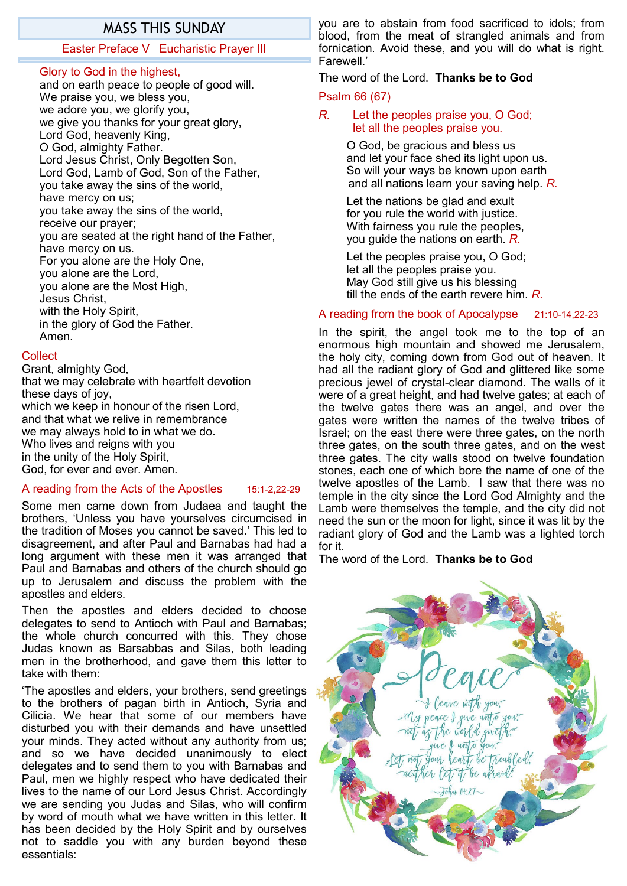## MASS THIS SUNDAY

Easter Preface V Eucharistic Prayer III

Glory to God in the highest,
and on earth peace to people of good will.
We praise you, we bless you,
we adore you, we glorify you,
we give you thanks for your great glory,
Lord God, heavenly King,
O God, almighty Father.
Lord Jesus Christ, Only Begotten Son,
Lord God, Lamb of God, Son of the Father,
you take away the sins of the world,
have mercy on us;
you take away the sins of the world,
receive our prayer;
you are seated at the right hand of the Father,
have mercy on us.
For you alone are the Holy One,
you alone are the Lord,
you alone are the Most High,
Jesus Christ,
with the Holy Spirit,
in the glory of God the Father.
Amen.

### Collect

Grant, almighty God,
that we may celebrate with heartfelt devotion
these days of joy,
which we keep in honour of the risen Lord,
and that what we relive in remembrance
we may always hold to in what we do.
Who lives and reigns with you
in the unity of the Holy Spirit,
God, for ever and ever. Amen.

### A reading from the Acts of the Apostles 15:1-2,22-29

Some men came down from Judaea and taught the brothers, 'Unless you have yourselves circumcised in the tradition of Moses you cannot be saved.' This led to disagreement, and after Paul and Barnabas had had a long argument with these men it was arranged that Paul and Barnabas and others of the church should go up to Jerusalem and discuss the problem with the apostles and elders.

Then the apostles and elders decided to choose delegates to send to Antioch with Paul and Barnabas; the whole church concurred with this. They chose Judas known as Barsabbas and Silas, both leading men in the brotherhood, and gave them this letter to take with them:

'The apostles and elders, your brothers, send greetings to the brothers of pagan birth in Antioch, Syria and Cilicia. We hear that some of our members have disturbed you with their demands and have unsettled your minds. They acted without any authority from us; and so we have decided unanimously to elect delegates and to send them to you with Barnabas and Paul, men we highly respect who have dedicated their lives to the name of our Lord Jesus Christ. Accordingly we are sending you Judas and Silas, who will confirm by word of mouth what we have written in this letter. It has been decided by the Holy Spirit and by ourselves not to saddle you with any burden beyond these essentials: you are to abstain from food sacrificed to idols; from blood, from the meat of strangled animals and from fornication. Avoid these, and you will do what is right. Farewell.'

The word of the Lord. **Thanks be to God**

### Psalm 66 (67)

*R.* Let the peoples praise you, O God;
let all the peoples praise you.

O God, be gracious and bless us
and let your face shed its light upon us.
So will your ways be known upon earth
and all nations learn your saving help. *R.*

Let the nations be glad and exult
for you rule the world with justice.
With fairness you rule the peoples,
you guide the nations on earth. *R.*

Let the peoples praise you, O God;
let all the peoples praise you.
May God still give us his blessing
till the ends of the earth revere him. *R.*

### A reading from the book of Apocalypse 21:10-14,22-23

In the spirit, the angel took me to the top of an enormous high mountain and showed me Jerusalem, the holy city, coming down from God out of heaven. It had all the radiant glory of God and glittered like some precious jewel of crystal-clear diamond. The walls of it were of a great height, and had twelve gates; at each of the twelve gates there was an angel, and over the gates were written the names of the twelve tribes of Israel; on the east there were three gates, on the north three gates, on the south three gates, and on the west three gates. The city walls stood on twelve foundation stones, each one of which bore the name of one of the twelve apostles of the Lamb. I saw that there was no temple in the city since the Lord God Almighty and the Lamb were themselves the temple, and the city did not need the sun or the moon for light, since it was lit by the radiant glory of God and the Lamb was a lighted torch for it.

The word of the Lord. **Thanks be to God**

Peace
I leave with you,
My peace I give unto you:
not as the world giveth,
give I unto you.
Let not your heart be troubled,
neither let it be afraid.
~John 14:27~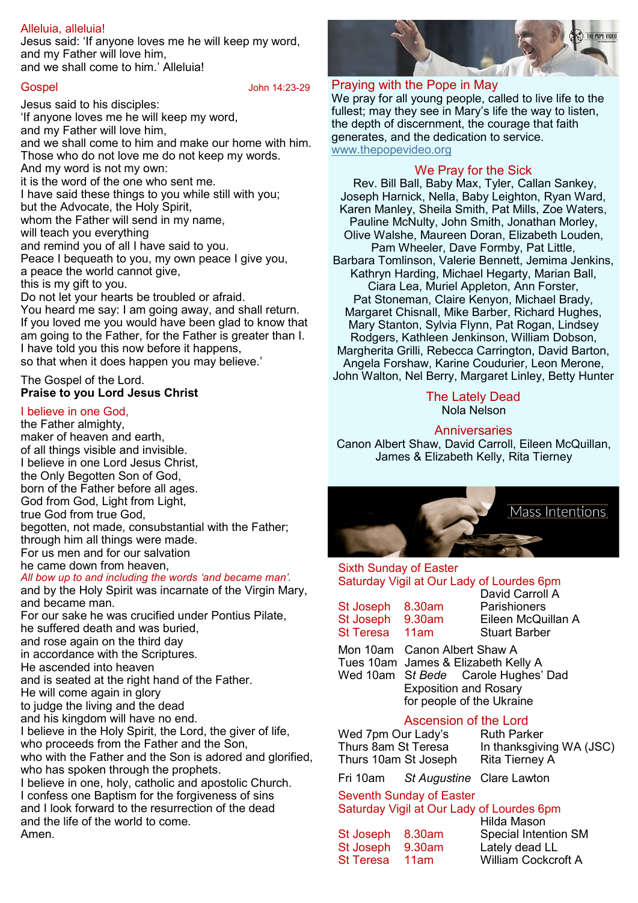Alleluia, alleluia!
Jesus said: 'If anyone loves me he will keep my word,
and my Father will love him,
and we shall come to him.' Alleluia!

## Gospel

John 14:23-29

Jesus said to his disciples:
'If anyone loves me he will keep my word,
and my Father will love him,
and we shall come to him and make our home with him.
Those who do not love me do not keep my words.
And my word is not my own:
it is the word of the one who sent me.
I have said these things to you while still with you;
but the Advocate, the Holy Spirit,
whom the Father will send in my name,
will teach you everything
and remind you of all I have said to you.
Peace I bequeath to you, my own peace I give you,
a peace the world cannot give,
this is my gift to you.
Do not let your hearts be troubled or afraid.
You heard me say: I am going away, and shall return.
If you loved me you would have been glad to know that I
am going to the Father, for the Father is greater than I.
I have told you this now before it happens,
so that when it does happen you may believe.'

The Gospel of the Lord.
**Praise to you Lord Jesus Christ**

I believe in one God,
the Father almighty,
maker of heaven and earth,
of all things visible and invisible.
I believe in one Lord Jesus Christ,
the Only Begotten Son of God,
born of the Father before all ages.
God from God, Light from Light,
true God from true God,
begotten, not made, consubstantial with the Father;
through him all things were made.
For us men and for our salvation
he came down from heaven,
*All bow up to and including the words 'and became man'.*
and by the Holy Spirit was incarnate of the Virgin Mary,
and became man.
For our sake he was crucified under Pontius Pilate,
he suffered death and was buried,
and rose again on the third day
in accordance with the Scriptures.
He ascended into heaven
and is seated at the right hand of the Father.
He will come again in glory
to judge the living and the dead
and his kingdom will have no end.
I believe in the Holy Spirit, the Lord, the giver of life,
who proceeds from the Father and the Son,
who with the Father and the Son is adored and glorified,
who has spoken through the prophets.
I believe in one, holy, catholic and apostolic Church.
I confess one Baptism for the forgiveness of sins
and I look forward to the resurrection of the dead
and the life of the world to come.
Amen.

## Praying with the Pope in May

We pray for all young people, called to live life to the fullest; may they see in Mary's life the way to listen, the depth of discernment, the courage that faith generates, and the dedication to service.
www.thepopevideo.org

## We Pray for the Sick

Rev. Bill Ball, Baby Max, Tyler, Callan Sankey, Joseph Harnick, Nella, Baby Leighton, Ryan Ward, Karen Manley, Sheila Smith, Pat Mills, Zoe Waters, Pauline McNulty, John Smith, Jonathan Morley, Olive Walshe, Maureen Doran, Elizabeth Louden, Pam Wheeler, Dave Formby, Pat Little, Barbara Tomlinson, Valerie Bennett, Jemima Jenkins, Kathryn Harding, Michael Hegarty, Marian Ball, Ciara Lea, Muriel Appleton, Ann Forster, Pat Stoneman, Claire Kenyon, Michael Brady, Margaret Chisnall, Mike Barber, Richard Hughes, Mary Stanton, Sylvia Flynn, Pat Rogan, Lindsey Rodgers, Kathleen Jenkinson, William Dobson, Margherita Grilli, Rebecca Carrington, David Barton, Angela Forshaw, Karine Coudurier, Leon Merone, John Walton, Nel Berry, Margaret Linley, Betty Hunter

## The Lately Dead

Nola Nelson

## Anniversaries

Canon Albert Shaw, David Carroll, Eileen McQuillan, James & Elizabeth Kelly, Rita Tierney

## Mass Intentions

### Sixth Sunday of Easter

Saturday Vigil at Our Lady of Lourdes 6pm — David Carroll A

| | | |
|---|---|---|
| St Joseph | 8.30am | Parishioners |
| St Joseph | 9.30am | Eileen McQuillan A |
| St Teresa | 11am | Stuart Barber |

| | | |
|---|---|---|
| Mon 10am | Canon Albert Shaw A | |
| Tues 10am | James & Elizabeth Kelly A | |
| Wed 10am | St *Bede* | Carole Hughes' Dad |
| | Exposition and Rosary for people of the Ukraine | |

### Ascension of the Lord

| | |
|---|---|
| Wed 7pm Our Lady's | Ruth Parker |
| Thurs 8am St Teresa | In thanksgiving WA (JSC) |
| Thurs 10am St Joseph | Rita Tierney A |
| Fri 10am *St Augustine* | Clare Lawton |

### Seventh Sunday of Easter

Saturday Vigil at Our Lady of Lourdes 6pm — Hilda Mason

| | | |
|---|---|---|
| St Joseph | 8.30am | Special Intention SM |
| St Joseph | 9.30am | Lately dead LL |
| St Teresa | 11am | William Cockcroft A |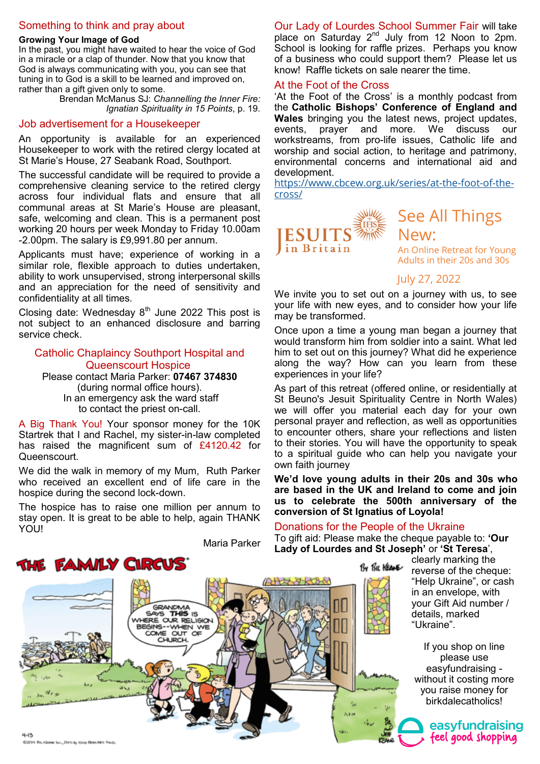## Something to think and pray about

**Growing Your Image of God**

In the past, you might have waited to hear the voice of God in a miracle or a clap of thunder. Now that you know that God is always communicating with you, you can see that tuning in to God is a skill to be learned and improved on, rather than a gift given only to some.

Brendan McManus SJ: *Channelling the Inner Fire: Ignatian Spirituality in 15 Points*, p. 19.

## Job advertisement for a Housekeeper

An opportunity is available for an experienced Housekeeper to work with the retired clergy located at St Marie's House, 27 Seabank Road, Southport.

The successful candidate will be required to provide a comprehensive cleaning service to the retired clergy across four individual flats and ensure that all communal areas at St Marie's House are pleasant, safe, welcoming and clean. This is a permanent post working 20 hours per week Monday to Friday 10.00am -2.00pm. The salary is £9,991.80 per annum.

Applicants must have; experience of working in a similar role, flexible approach to duties undertaken, ability to work unsupervised, strong interpersonal skills and an appreciation for the need of sensitivity and confidentiality at all times.

Closing date: Wednesday 8th June 2022 This post is not subject to an enhanced disclosure and barring service check.

## Catholic Chaplaincy Southport Hospital and Queenscourt Hospice

Please contact Maria Parker: **07467 374830**
(during normal office hours).
In an emergency ask the ward staff
to contact the priest on-call.

A Big Thank You! Your sponsor money for the 10K Startrek that I and Rachel, my sister-in-law completed has raised the magnificent sum of £4120.42 for Queenscourt.

We did the walk in memory of my Mum, Ruth Parker who received an excellent end of life care in the hospice during the second lock-down.

The hospice has to raise one million per annum to stay open. It is great to be able to help, again THANK YOU!

Maria Parker

## Our Lady of Lourdes School Summer Fair

Our Lady of Lourdes School Summer Fair will take place on Saturday 2nd July from 12 Noon to 2pm. School is looking for raffle prizes. Perhaps you know of a business who could support them? Please let us know! Raffle tickets on sale nearer the time.

## At the Foot of the Cross

'At the Foot of the Cross' is a monthly podcast from the **Catholic Bishops' Conference of England and Wales** bringing you the latest news, project updates, events, prayer and more. We discuss our workstreams, from pro-life issues, Catholic life and worship and social action, to heritage and patrimony, environmental concerns and international aid and development.
https://www.cbcew.org.uk/series/at-the-foot-of-the-cross/

## See All Things New:

JESUITS in Britain

An Online Retreat for Young Adults in their 20s and 30s

July 27, 2022

We invite you to set out on a journey with us, to see your life with new eyes, and to consider how your life may be transformed.

Once upon a time a young man began a journey that would transform him from soldier into a saint. What led him to set out on this journey? What did he experience along the way? How can you learn from these experiences in your life?

As part of this retreat (offered online, or residentially at St Beuno's Jesuit Spirituality Centre in North Wales) we will offer you material each day for your own personal prayer and reflection, as well as opportunities to encounter others, share your reflections and listen to their stories. You will have the opportunity to speak to a spiritual guide who can help you navigate your own faith journey

**We'd love young adults in their 20s and 30s who are based in the UK and Ireland to come and join us to celebrate the 500th anniversary of the conversion of St Ignatius of Loyola!**

## Donations for the People of the Ukraine

To gift aid: Please make the cheque payable to: **'Our Lady of Lourdes and St Joseph'** or **'St Teresa'**, clearly marking the reverse of the cheque: "Help Ukraine", or cash in an envelope, with your Gift Aid number / details, marked "Ukraine".

If you shop on line please use easyfundraising - without it costing more you raise money for birkdalecatholics!

easyfundraising feel good shopping